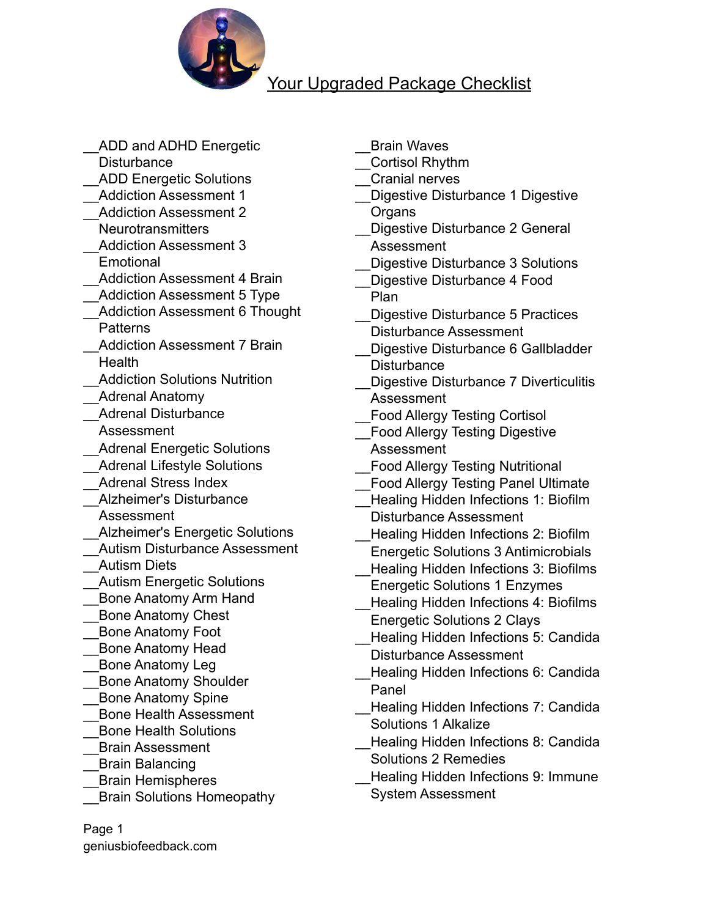# Your Upgraded Package Checklist

__ADD and ADHD Energetic Disturbance
__ADD Energetic Solutions
__Addiction Assessment 1
__Addiction Assessment 2 Neurotransmitters
__Addiction Assessment 3 Emotional
__Addiction Assessment 4 Brain
__Addiction Assessment 5 Type
__Addiction Assessment 6 Thought Patterns
__Addiction Assessment 7 Brain Health
__Addiction Solutions Nutrition
__Adrenal Anatomy
__Adrenal Disturbance Assessment
__Adrenal Energetic Solutions
__Adrenal Lifestyle Solutions
__Adrenal Stress Index
__Alzheimer's Disturbance Assessment
__Alzheimer's Energetic Solutions
__Autism Disturbance Assessment
__Autism Diets
__Autism Energetic Solutions
__Bone Anatomy Arm Hand
__Bone Anatomy Chest
__Bone Anatomy Foot
__Bone Anatomy Head
__Bone Anatomy Leg
__Bone Anatomy Shoulder
__Bone Anatomy Spine
__Bone Health Assessment
__Bone Health Solutions
__Brain Assessment
__Brain Balancing
__Brain Hemispheres
__Brain Solutions Homeopathy
__Brain Waves
__Cortisol Rhythm
__Cranial nerves
__Digestive Disturbance 1 Digestive Organs
__Digestive Disturbance 2 General Assessment
__Digestive Disturbance 3 Solutions
__Digestive Disturbance 4 Food Plan
__Digestive Disturbance 5 Practices Disturbance Assessment
__Digestive Disturbance 6 Gallbladder Disturbance
__Digestive Disturbance 7 Diverticulitis Assessment
__Food Allergy Testing Cortisol
__Food Allergy Testing Digestive Assessment
__Food Allergy Testing Nutritional
__Food Allergy Testing Panel Ultimate
__Healing Hidden Infections 1: Biofilm Disturbance Assessment
__Healing Hidden Infections 2: Biofilm Energetic Solutions 3 Antimicrobials
__Healing Hidden Infections 3: Biofilms Energetic Solutions 1 Enzymes
__Healing Hidden Infections 4: Biofilms Energetic Solutions 2 Clays
__Healing Hidden Infections 5: Candida Disturbance Assessment
__Healing Hidden Infections 6: Candida Panel
__Healing Hidden Infections 7: Candida Solutions 1 Alkalize
__Healing Hidden Infections 8: Candida Solutions 2 Remedies
__Healing Hidden Infections 9: Immune System Assessment

geniusbiofeedback.com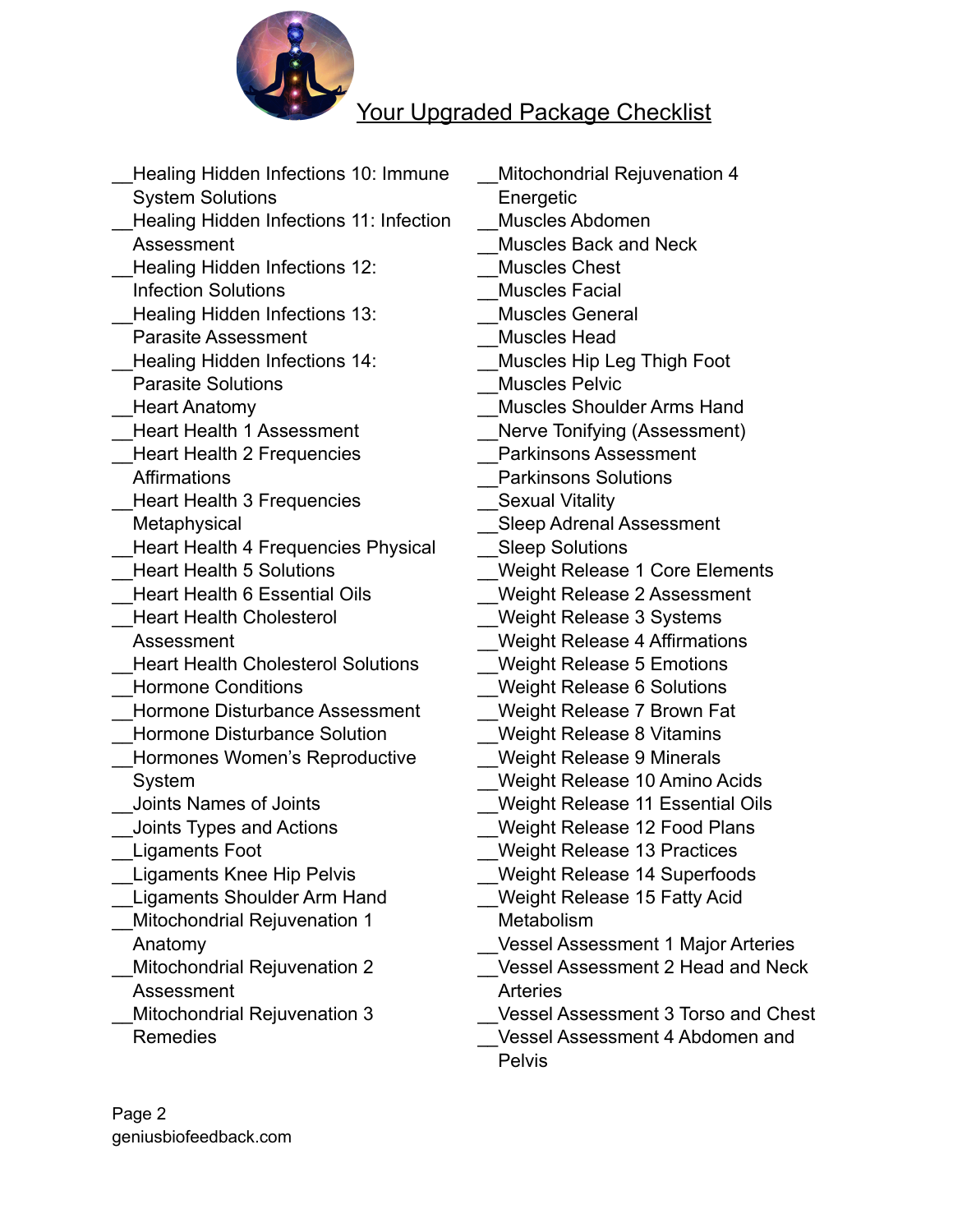# Your Upgraded Package Checklist

__Healing Hidden Infections 10: Immune System Solutions
__Healing Hidden Infections 11: Infection Assessment
__Healing Hidden Infections 12: Infection Solutions
__Healing Hidden Infections 13: Parasite Assessment
__Healing Hidden Infections 14: Parasite Solutions
__Heart Anatomy
__Heart Health 1 Assessment
__Heart Health 2 Frequencies Affirmations
__Heart Health 3 Frequencies Metaphysical
__Heart Health 4 Frequencies Physical
__Heart Health 5 Solutions
__Heart Health 6 Essential Oils
__Heart Health Cholesterol Assessment
__Heart Health Cholesterol Solutions
__Hormone Conditions
__Hormone Disturbance Assessment
__Hormone Disturbance Solution
__Hormones Women's Reproductive System
__Joints Names of Joints
__Joints Types and Actions
__Ligaments Foot
__Ligaments Knee Hip Pelvis
__Ligaments Shoulder Arm Hand
__Mitochondrial Rejuvenation 1 Anatomy
__Mitochondrial Rejuvenation 2 Assessment
__Mitochondrial Rejuvenation 3 Remedies
__Mitochondrial Rejuvenation 4 Energetic
__Muscles Abdomen
__Muscles Back and Neck
__Muscles Chest
__Muscles Facial
__Muscles General
__Muscles Head
__Muscles Hip Leg Thigh Foot
__Muscles Pelvic
__Muscles Shoulder Arms Hand
__Nerve Tonifying (Assessment)
__Parkinsons Assessment
__Parkinsons Solutions
__Sexual Vitality
__Sleep Adrenal Assessment
__Sleep Solutions
__Weight Release 1 Core Elements
__Weight Release 2 Assessment
__Weight Release 3 Systems
__Weight Release 4 Affirmations
__Weight Release 5 Emotions
__Weight Release 6 Solutions
__Weight Release 7 Brown Fat
__Weight Release 8 Vitamins
__Weight Release 9 Minerals
__Weight Release 10 Amino Acids
__Weight Release 11 Essential Oils
__Weight Release 12 Food Plans
__Weight Release 13 Practices
__Weight Release 14 Superfoods
__Weight Release 15 Fatty Acid Metabolism
__Vessel Assessment 1 Major Arteries
__Vessel Assessment 2 Head and Neck Arteries
__Vessel Assessment 3 Torso and Chest
__Vessel Assessment 4 Abdomen and Pelvis

geniusbiofeedback.com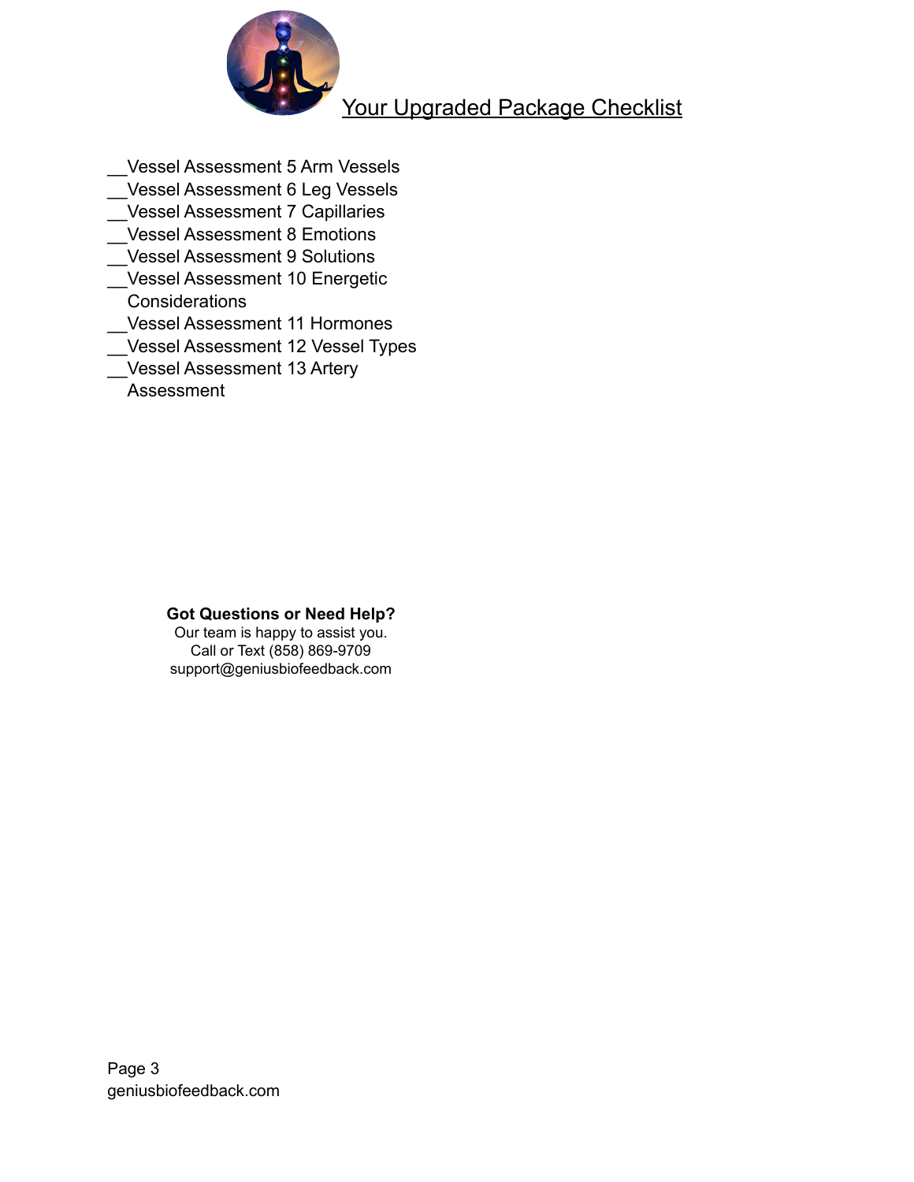# Your Upgraded Package Checklist

__Vessel Assessment 5 Arm Vessels
__Vessel Assessment 6 Leg Vessels
__Vessel Assessment 7 Capillaries
__Vessel Assessment 8 Emotions
__Vessel Assessment 9 Solutions
__Vessel Assessment 10 Energetic Considerations
__Vessel Assessment 11 Hormones
__Vessel Assessment 12 Vessel Types
__Vessel Assessment 13 Artery Assessment

**Got Questions or Need Help?**
Our team is happy to assist you.
Call or Text (858) 869-9709
support@geniusbiofeedback.com

geniusbiofeedback.com